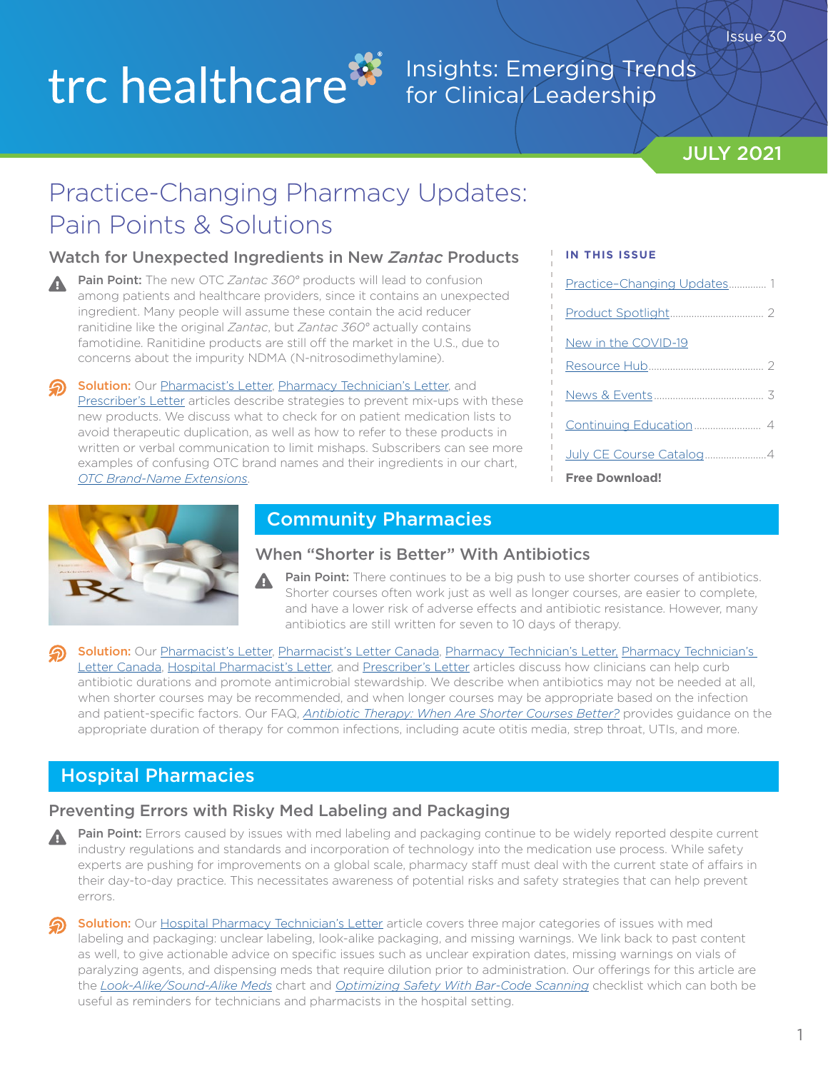trc healthcare

Insights: Emerging Trends for Clinical Leadership

Issue 30

JULY 2021

# Practice-Changing Pharmacy Updates: Pain Points & Solutions

**IN THIS ISSUE**

- Practice-Changing Updates ............. 1
- Product Spotlight ............. 2
- New in the COVID-19 Resource Hub ............. 2
- News & Events ............. 3
- Continuing Education ............. 4
- July CE Course Catalog ............. 4

**Free Download!**

## Watch for Unexpected Ingredients in New *Zantac* Products

**Pain Point:** The new OTC *Zantac 360°* products will lead to confusion among patients and healthcare providers, since it contains an unexpected ingredient. Many people will assume these contain the acid reducer ranitidine like the original *Zantac*, but *Zantac 360°* actually contains famotidine. Ranitidine products are still off the market in the U.S., due to concerns about the impurity NDMA (N-nitrosodimethylamine).

**Solution:** Our Pharmacist's Letter, Pharmacy Technician's Letter, and Prescriber's Letter articles describe strategies to prevent mix-ups with these new products. We discuss what to check for on patient medication lists to avoid therapeutic duplication, as well as how to refer to these products in written or verbal communication to limit mishaps. Subscribers can see more examples of confusing OTC brand names and their ingredients in our chart, *OTC Brand-Name Extensions*.

## Community Pharmacies

### When "Shorter is Better" With Antibiotics

**Pain Point:** There continues to be a big push to use shorter courses of antibiotics. Shorter courses often work just as well as longer courses, are easier to complete, and have a lower risk of adverse effects and antibiotic resistance. However, many antibiotics are still written for seven to 10 days of therapy.

**Solution:** Our Pharmacist's Letter, Pharmacist's Letter Canada, Pharmacy Technician's Letter, Pharmacy Technician's Letter Canada, Hospital Pharmacist's Letter, and Prescriber's Letter articles discuss how clinicians can help curb antibiotic durations and promote antimicrobial stewardship. We describe when antibiotics may not be needed at all, when shorter courses may be recommended, and when longer courses may be appropriate based on the infection and patient-specific factors. Our FAQ, *Antibiotic Therapy: When Are Shorter Courses Better?* provides guidance on the appropriate duration of therapy for common infections, including acute otitis media, strep throat, UTIs, and more.

## Hospital Pharmacies

### Preventing Errors with Risky Med Labeling and Packaging

**Pain Point:** Errors caused by issues with med labeling and packaging continue to be widely reported despite current industry regulations and standards and incorporation of technology into the medication use process. While safety experts are pushing for improvements on a global scale, pharmacy staff must deal with the current state of affairs in their day-to-day practice. This necessitates awareness of potential risks and safety strategies that can help prevent errors.

**Solution:** Our Hospital Pharmacy Technician's Letter article covers three major categories of issues with med labeling and packaging: unclear labeling, look-alike packaging, and missing warnings. We link back to past content as well, to give actionable advice on specific issues such as unclear expiration dates, missing warnings on vials of paralyzing agents, and dispensing meds that require dilution prior to administration. Our offerings for this article are the *Look-Alike/Sound-Alike Meds* chart and *Optimizing Safety With Bar-Code Scanning* checklist which can both be useful as reminders for technicians and pharmacists in the hospital setting.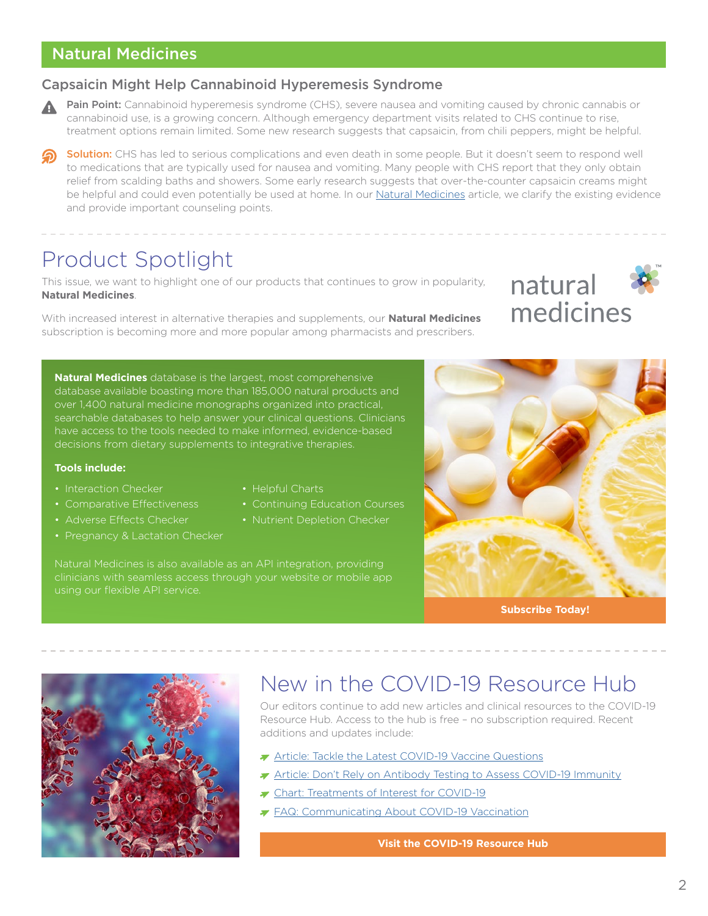## Natural Medicines

### Capsaicin Might Help Cannabinoid Hyperemesis Syndrome

**Pain Point:** Cannabinoid hyperemesis syndrome (CHS), severe nausea and vomiting caused by chronic cannabis or cannabinoid use, is a growing concern. Although emergency department visits related to CHS continue to rise, treatment options remain limited. Some new research suggests that capsaicin, from chili peppers, might be helpful.

**Solution:** CHS has led to serious complications and even death in some people. But it doesn't seem to respond well to medications that are typically used for nausea and vomiting. Many people with CHS report that they only obtain relief from scalding baths and showers. Some early research suggests that over-the-counter capsaicin creams might be helpful and could even potentially be used at home. In our Natural Medicines article, we clarify the existing evidence and provide important counseling points.

# Product Spotlight

This issue, we want to highlight one of our products that continues to grow in popularity, **Natural Medicines**.

With increased interest in alternative therapies and supplements, our **Natural Medicines** subscription is becoming more and more popular among pharmacists and prescribers.

natural medicines™

**Natural Medicines** database is the largest, most comprehensive database available boasting more than 185,000 natural products and over 1,400 natural medicine monographs organized into practical, searchable databases to help answer your clinical questions. Clinicians have access to the tools needed to make informed, evidence-based decisions from dietary supplements to integrative therapies.

**Tools include:**

- Interaction Checker
- Comparative Effectiveness
- Adverse Effects Checker
- Pregnancy & Lactation Checker
- Helpful Charts
- Continuing Education Courses
- Nutrient Depletion Checker

Natural Medicines is also available as an API integration, providing clinicians with seamless access through your website or mobile app using our flexible API service.

**Subscribe Today!**

# New in the COVID-19 Resource Hub

Our editors continue to add new articles and clinical resources to the COVID-19 Resource Hub. Access to the hub is free – no subscription required. Recent additions and updates include:

- Article: Tackle the Latest COVID-19 Vaccine Questions
- Article: Don't Rely on Antibody Testing to Assess COVID-19 Immunity
- Chart: Treatments of Interest for COVID-19
- FAQ: Communicating About COVID-19 Vaccination

**Visit the COVID-19 Resource Hub**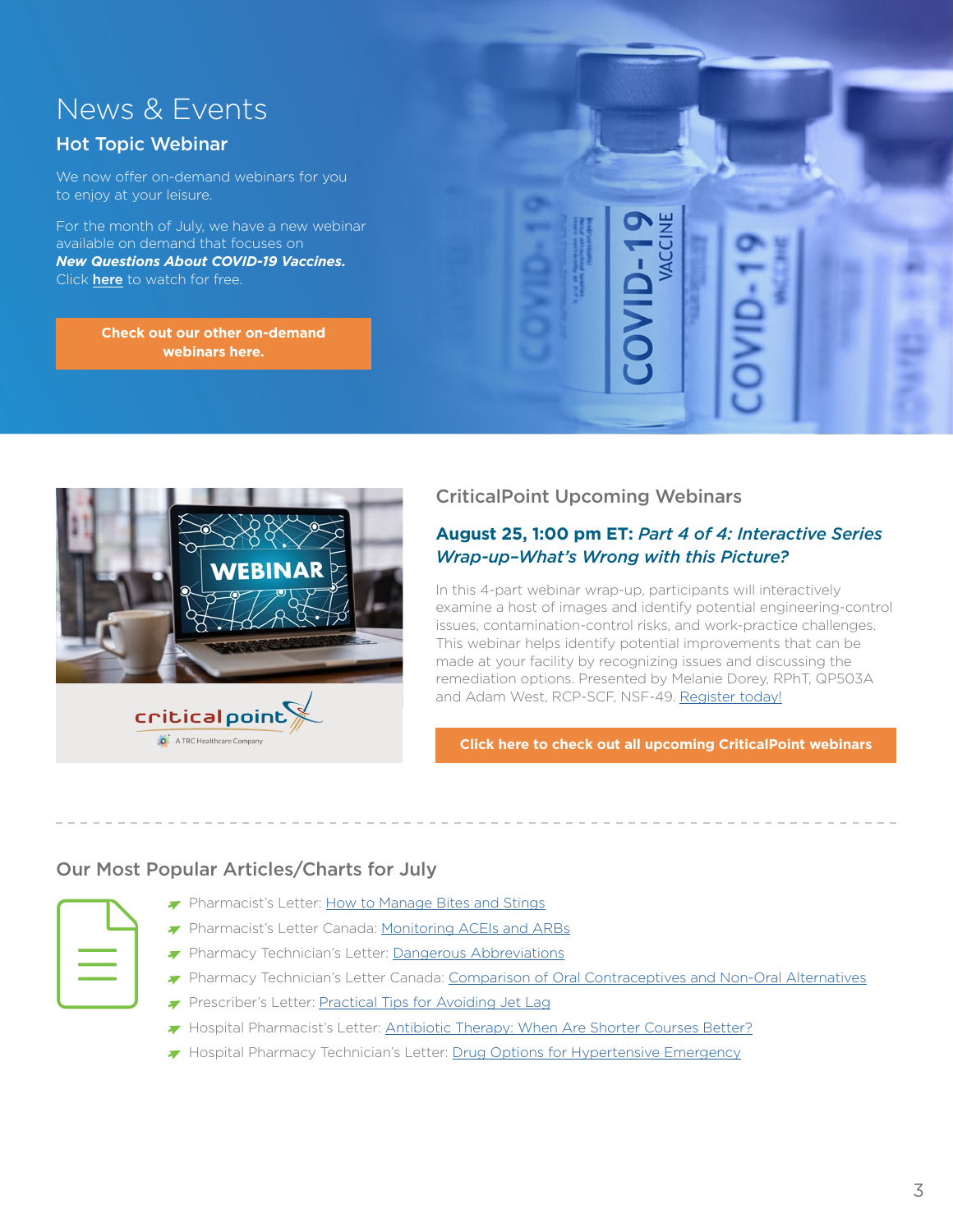# News & Events

## Hot Topic Webinar

We now offer on-demand webinars for you to enjoy at your leisure.

For the month of July, we have a new webinar available on demand that focuses on ***New Questions About COVID-19 Vaccines.*** Click **here** to watch for free.

**Check out our other on-demand webinars here.**

## CriticalPoint Upcoming Webinars

### August 25, 1:00 pm ET: *Part 4 of 4: Interactive Series Wrap-up–What's Wrong with this Picture?*

In this 4-part webinar wrap-up, participants will interactively examine a host of images and identify potential engineering-control issues, contamination-control risks, and work-practice challenges. This webinar helps identify potential improvements that can be made at your facility by recognizing issues and discussing the remediation options. Presented by Melanie Dorey, RPhT, QP503A and Adam West, RCP-SCF, NSF-49. Register today!

**Click here to check out all upcoming CriticalPoint webinars**

## Our Most Popular Articles/Charts for July

- Pharmacist's Letter: How to Manage Bites and Stings
- Pharmacist's Letter Canada: Monitoring ACEIs and ARBs
- Pharmacy Technician's Letter: Dangerous Abbreviations
- Pharmacy Technician's Letter Canada: Comparison of Oral Contraceptives and Non-Oral Alternatives
- Prescriber's Letter: Practical Tips for Avoiding Jet Lag
- Hospital Pharmacist's Letter: Antibiotic Therapy: When Are Shorter Courses Better?
- Hospital Pharmacy Technician's Letter: Drug Options for Hypertensive Emergency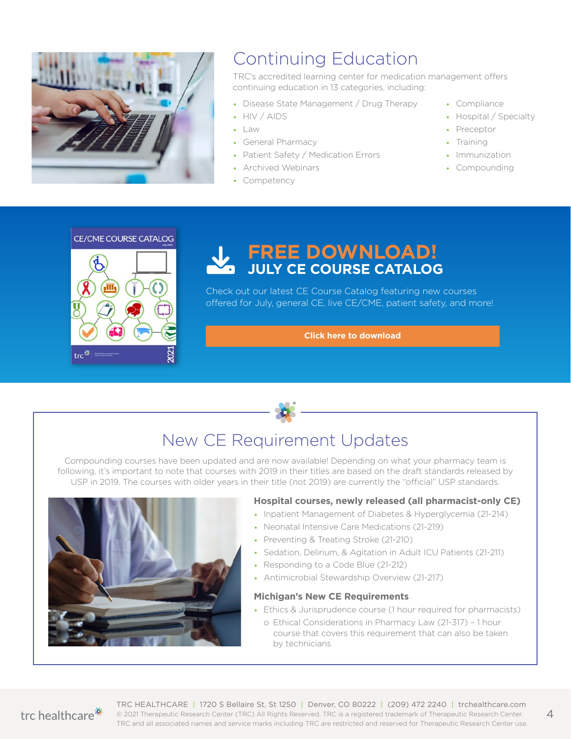# Continuing Education

TRC's accredited learning center for medication management offers continuing education in 13 categories, including:

- Disease State Management / Drug Therapy
- HIV / AIDS
- Law
- General Pharmacy
- Patient Safety / Medication Errors
- Archived Webinars
- Competency
- Compliance
- Hospital / Specialty
- Preceptor
- Training
- Immunization
- Compounding

## FREE DOWNLOAD!

### JULY CE COURSE CATALOG

Check out our latest CE Course Catalog featuring new courses offered for July, general CE, live CE/CME, patient safety, and more!

**Click here to download**

# New CE Requirement Updates

Compounding courses have been updated and are now available! Depending on what your pharmacy team is following, it's important to note that courses with 2019 in their titles are based on the draft standards released by USP in 2019. The courses with older years in their title (not 2019) are currently the "official" USP standards.

**Hospital courses, newly released (all pharmacist-only CE)**

- Inpatient Management of Diabetes & Hyperglycemia (21-214)
- Neonatal Intensive Care Medications (21-219)
- Preventing & Treating Stroke (21-210)
- Sedation, Delirium, & Agitation in Adult ICU Patients (21-211)
- Responding to a Code Blue (21-212)
- Antimicrobial Stewardship Overview (21-217)

**Michigan's New CE Requirements**

- Ethics & Jurisprudence course (1 hour required for pharmacists)
  - Ethical Considerations in Pharmacy Law (21-317) – 1 hour course that covers this requirement that can also be taken by technicians

TRC HEALTHCARE | 1720 S Bellaire St, St 1250 | Denver, CO 80222 | (209) 472 2240 | trchealthcare.com

© 2021 Therapeutic Research Center (TRC) All Rights Reserved. TRC is a registered trademark of Therapeutic Research Center. TRC and all associated names and service marks including TRC are restricted and reserved for Therapeutic Research Center use.